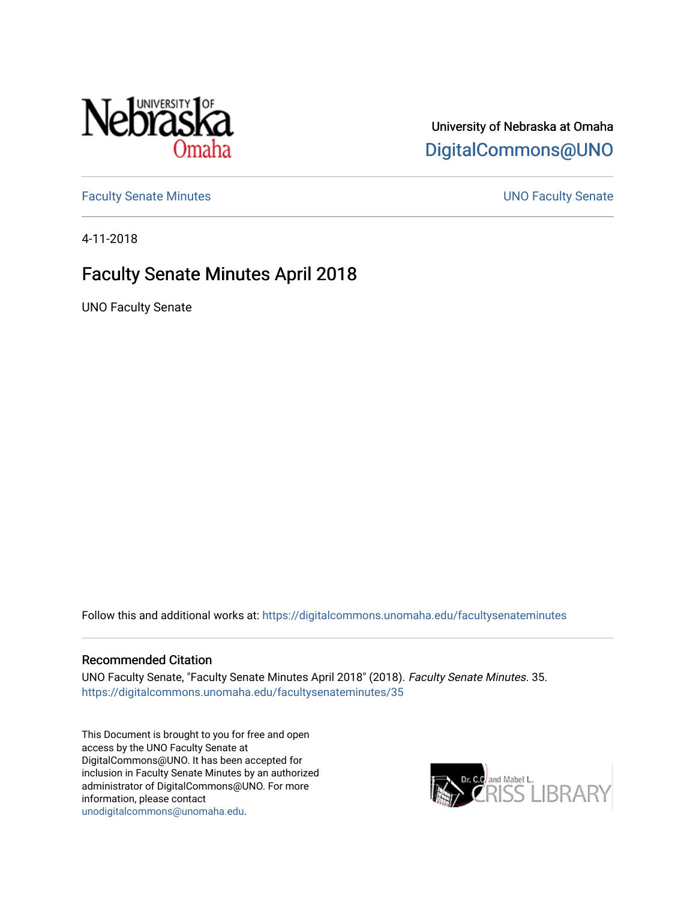University of Nebraska at Omaha

DigitalCommons@UNO

Faculty Senate Minutes | UNO Faculty Senate

4-11-2018

# Faculty Senate Minutes April 2018

UNO Faculty Senate

Follow this and additional works at: https://digitalcommons.unomaha.edu/facultysenateminutes

## Recommended Citation

UNO Faculty Senate, "Faculty Senate Minutes April 2018" (2018). *Faculty Senate Minutes*. 35.
https://digitalcommons.unomaha.edu/facultysenateminutes/35

This Document is brought to you for free and open access by the UNO Faculty Senate at DigitalCommons@UNO. It has been accepted for inclusion in Faculty Senate Minutes by an authorized administrator of DigitalCommons@UNO. For more information, please contact unodigitalcommons@unomaha.edu.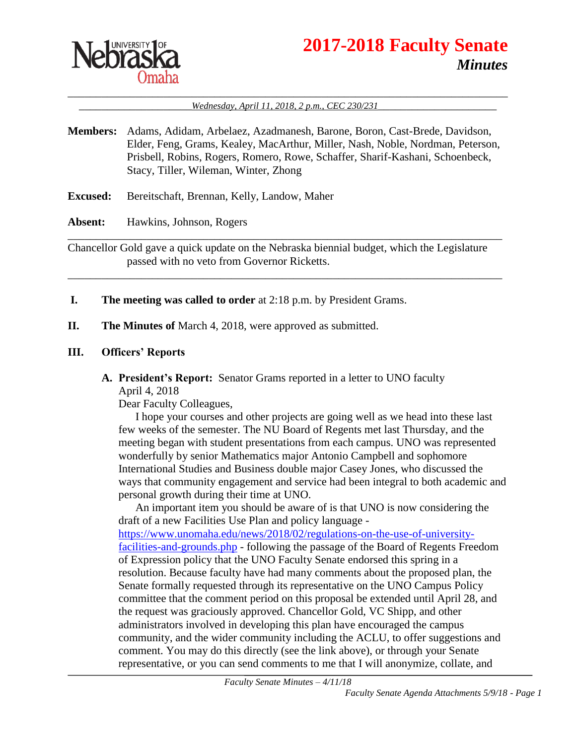# 2017-2018 Faculty Senate

## *Minutes*

*Wednesday, April 11, 2018, 2 p.m., CEC 230/231*

**Members:** Adams, Adidam, Arbelaez, Azadmanesh, Barone, Boron, Cast-Brede, Davidson, Elder, Feng, Grams, Kealey, MacArthur, Miller, Nash, Noble, Nordman, Peterson, Prisbell, Robins, Rogers, Romero, Rowe, Schaffer, Sharif-Kashani, Schoenbeck, Stacy, Tiller, Wileman, Winter, Zhong

**Excused:** Bereitschaft, Brennan, Kelly, Landow, Maher

**Absent:** Hawkins, Johnson, Rogers

---

Chancellor Gold gave a quick update on the Nebraska biennial budget, which the Legislature passed with no veto from Governor Ricketts.

---

**I. The meeting was called to order** at 2:18 p.m. by President Grams.

**II. The Minutes of** March 4, 2018, were approved as submitted.

**III. Officers' Reports**

**A. President's Report:** Senator Grams reported in a letter to UNO faculty

April 4, 2018

Dear Faculty Colleagues,

I hope your courses and other projects are going well as we head into these last few weeks of the semester. The NU Board of Regents met last Thursday, and the meeting began with student presentations from each campus. UNO was represented wonderfully by senior Mathematics major Antonio Campbell and sophomore International Studies and Business double major Casey Jones, who discussed the ways that community engagement and service had been integral to both academic and personal growth during their time at UNO.

An important item you should be aware of is that UNO is now considering the draft of a new Facilities Use Plan and policy language - https://www.unomaha.edu/news/2018/02/regulations-on-the-use-of-university-facilities-and-grounds.php - following the passage of the Board of Regents Freedom of Expression policy that the UNO Faculty Senate endorsed this spring in a resolution. Because faculty have had many comments about the proposed plan, the Senate formally requested through its representative on the UNO Campus Policy committee that the comment period on this proposal be extended until April 28, and the request was graciously approved. Chancellor Gold, VC Shipp, and other administrators involved in developing this plan have encouraged the campus community, and the wider community including the ACLU, to offer suggestions and comment. You may do this directly (see the link above), or through your Senate representative, or you can send comments to me that I will anonymize, collate, and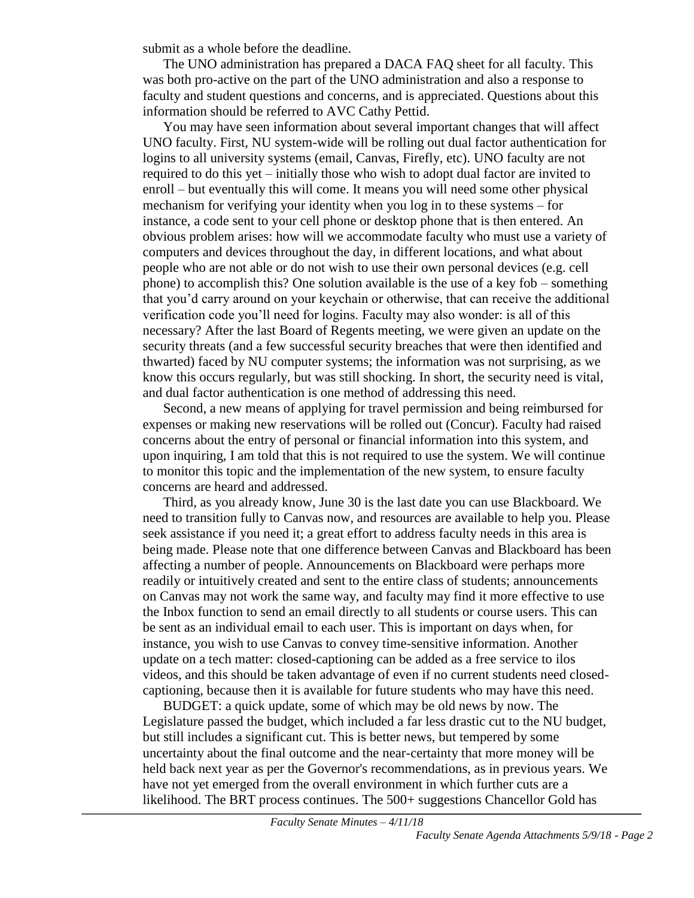submit as a whole before the deadline.

The UNO administration has prepared a DACA FAQ sheet for all faculty. This was both pro-active on the part of the UNO administration and also a response to faculty and student questions and concerns, and is appreciated. Questions about this information should be referred to AVC Cathy Pettid.

You may have seen information about several important changes that will affect UNO faculty. First, NU system-wide will be rolling out dual factor authentication for logins to all university systems (email, Canvas, Firefly, etc). UNO faculty are not required to do this yet – initially those who wish to adopt dual factor are invited to enroll – but eventually this will come. It means you will need some other physical mechanism for verifying your identity when you log in to these systems – for instance, a code sent to your cell phone or desktop phone that is then entered. An obvious problem arises: how will we accommodate faculty who must use a variety of computers and devices throughout the day, in different locations, and what about people who are not able or do not wish to use their own personal devices (e.g. cell phone) to accomplish this? One solution available is the use of a key fob – something that you'd carry around on your keychain or otherwise, that can receive the additional verification code you'll need for logins. Faculty may also wonder: is all of this necessary? After the last Board of Regents meeting, we were given an update on the security threats (and a few successful security breaches that were then identified and thwarted) faced by NU computer systems; the information was not surprising, as we know this occurs regularly, but was still shocking. In short, the security need is vital, and dual factor authentication is one method of addressing this need.

Second, a new means of applying for travel permission and being reimbursed for expenses or making new reservations will be rolled out (Concur). Faculty had raised concerns about the entry of personal or financial information into this system, and upon inquiring, I am told that this is not required to use the system. We will continue to monitor this topic and the implementation of the new system, to ensure faculty concerns are heard and addressed.

Third, as you already know, June 30 is the last date you can use Blackboard. We need to transition fully to Canvas now, and resources are available to help you. Please seek assistance if you need it; a great effort to address faculty needs in this area is being made. Please note that one difference between Canvas and Blackboard has been affecting a number of people. Announcements on Blackboard were perhaps more readily or intuitively created and sent to the entire class of students; announcements on Canvas may not work the same way, and faculty may find it more effective to use the Inbox function to send an email directly to all students or course users. This can be sent as an individual email to each user. This is important on days when, for instance, you wish to use Canvas to convey time-sensitive information. Another update on a tech matter: closed-captioning can be added as a free service to ilos videos, and this should be taken advantage of even if no current students need closed-captioning, because then it is available for future students who may have this need.

BUDGET: a quick update, some of which may be old news by now. The Legislature passed the budget, which included a far less drastic cut to the NU budget, but still includes a significant cut. This is better news, but tempered by some uncertainty about the final outcome and the near-certainty that more money will be held back next year as per the Governor's recommendations, as in previous years. We have not yet emerged from the overall environment in which further cuts are a likelihood. The BRT process continues. The 500+ suggestions Chancellor Gold has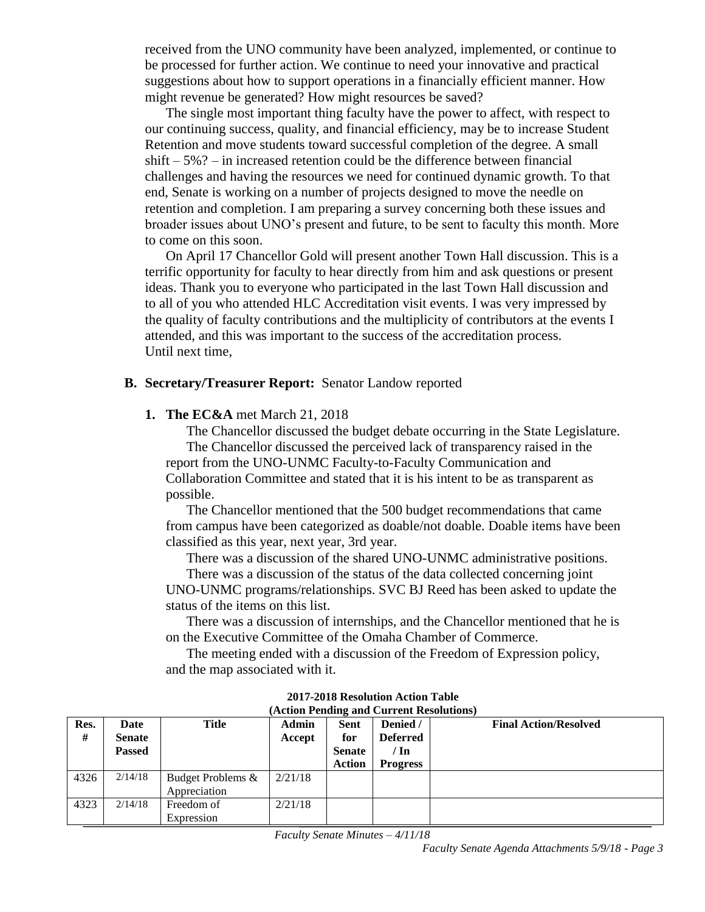received from the UNO community have been analyzed, implemented, or continue to be processed for further action. We continue to need your innovative and practical suggestions about how to support operations in a financially efficient manner. How might revenue be generated? How might resources be saved?

The single most important thing faculty have the power to affect, with respect to our continuing success, quality, and financial efficiency, may be to increase Student Retention and move students toward successful completion of the degree. A small shift – 5%? – in increased retention could be the difference between financial challenges and having the resources we need for continued dynamic growth. To that end, Senate is working on a number of projects designed to move the needle on retention and completion. I am preparing a survey concerning both these issues and broader issues about UNO's present and future, to be sent to faculty this month. More to come on this soon.

On April 17 Chancellor Gold will present another Town Hall discussion. This is a terrific opportunity for faculty to hear directly from him and ask questions or present ideas. Thank you to everyone who participated in the last Town Hall discussion and to all of you who attended HLC Accreditation visit events. I was very impressed by the quality of faculty contributions and the multiplicity of contributors at the events I attended, and this was important to the success of the accreditation process.
Until next time,

**B. Secretary/Treasurer Report:** Senator Landow reported

**1. The EC&A** met March 21, 2018

The Chancellor discussed the budget debate occurring in the State Legislature.

The Chancellor discussed the perceived lack of transparency raised in the report from the UNO-UNMC Faculty-to-Faculty Communication and Collaboration Committee and stated that it is his intent to be as transparent as possible.

The Chancellor mentioned that the 500 budget recommendations that came from campus have been categorized as doable/not doable. Doable items have been classified as this year, next year, 3rd year.

There was a discussion of the shared UNO-UNMC administrative positions.

There was a discussion of the status of the data collected concerning joint UNO-UNMC programs/relationships. SVC BJ Reed has been asked to update the status of the items on this list.

There was a discussion of internships, and the Chancellor mentioned that he is on the Executive Committee of the Omaha Chamber of Commerce.

The meeting ended with a discussion of the Freedom of Expression policy, and the map associated with it.

**2017-2018 Resolution Action Table**
**(Action Pending and Current Resolutions)**

| Res. # | Date Senate Passed | Title | Admin Accept | Sent for Senate Action | Denied / Deferred / In Progress | Final Action/Resolved |
|---|---|---|---|---|---|---|
| 4326 | 2/14/18 | Budget Problems & Appreciation | 2/21/18 | | | |
| 4323 | 2/14/18 | Freedom of Expression | 2/21/18 | | | |

*Faculty Senate Minutes – 4/11/18*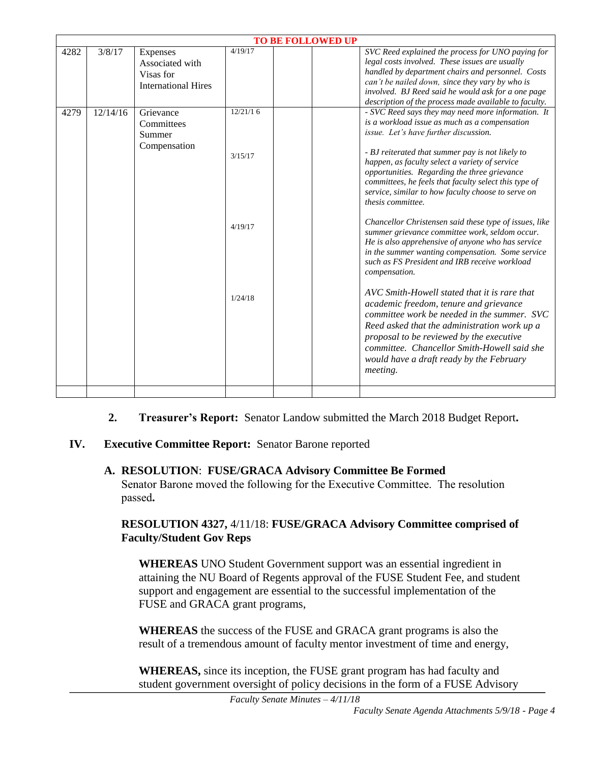| TO BE FOLLOWED UP | | | | | | |
|---|---|---|---|---|---|---|
| 4282 | 3/8/17 | Expenses Associated with Visas for International Hires | 4/19/17 | | | *SVC Reed explained the process for UNO paying for legal costs involved. These issues are usually handled by department chairs and personnel. Costs can't be nailed down, since they vary by who is involved. BJ Reed said he would ask for a one page description of the process made available to faculty.* |
| 4279 | 12/14/16 | Grievance Committees Summer Compensation | 12/21/16<br><br>3/15/17<br><br>4/19/17<br><br>1/24/18 | | | *- SVC Reed says they may need more information. It is a workload issue as much as a compensation issue. Let's have further discussion.*<br><br>*- BJ reiterated that summer pay is not likely to happen, as faculty select a variety of service opportunities. Regarding the three grievance committees, he feels that faculty select this type of service, similar to how faculty choose to serve on thesis committee.*<br><br>*Chancellor Christensen said these type of issues, like summer grievance committee work, seldom occur. He is also apprehensive of anyone who has service in the summer wanting compensation. Some service such as FS President and IRB receive workload compensation.*<br><br>*AVC Smith-Howell stated that it is rare that academic freedom, tenure and grievance committee work be needed in the summer. SVC Reed asked that the administration work up a proposal to be reviewed by the executive committee. Chancellor Smith-Howell said she would have a draft ready by the February meeting.* |
| | | | | | | |

2. **Treasurer's Report:** Senator Landow submitted the March 2018 Budget Report**.**

## IV. Executive Committee Report: Senator Barone reported

### A. RESOLUTION: FUSE/GRACA Advisory Committee Be Formed

Senator Barone moved the following for the Executive Committee. The resolution passed**.**

**RESOLUTION 4327,** 4/11/18: **FUSE/GRACA Advisory Committee comprised of Faculty/Student Gov Reps**

**WHEREAS** UNO Student Government support was an essential ingredient in attaining the NU Board of Regents approval of the FUSE Student Fee, and student support and engagement are essential to the successful implementation of the FUSE and GRACA grant programs,

**WHEREAS** the success of the FUSE and GRACA grant programs is also the result of a tremendous amount of faculty mentor investment of time and energy,

**WHEREAS,** since its inception, the FUSE grant program has had faculty and student government oversight of policy decisions in the form of a FUSE Advisory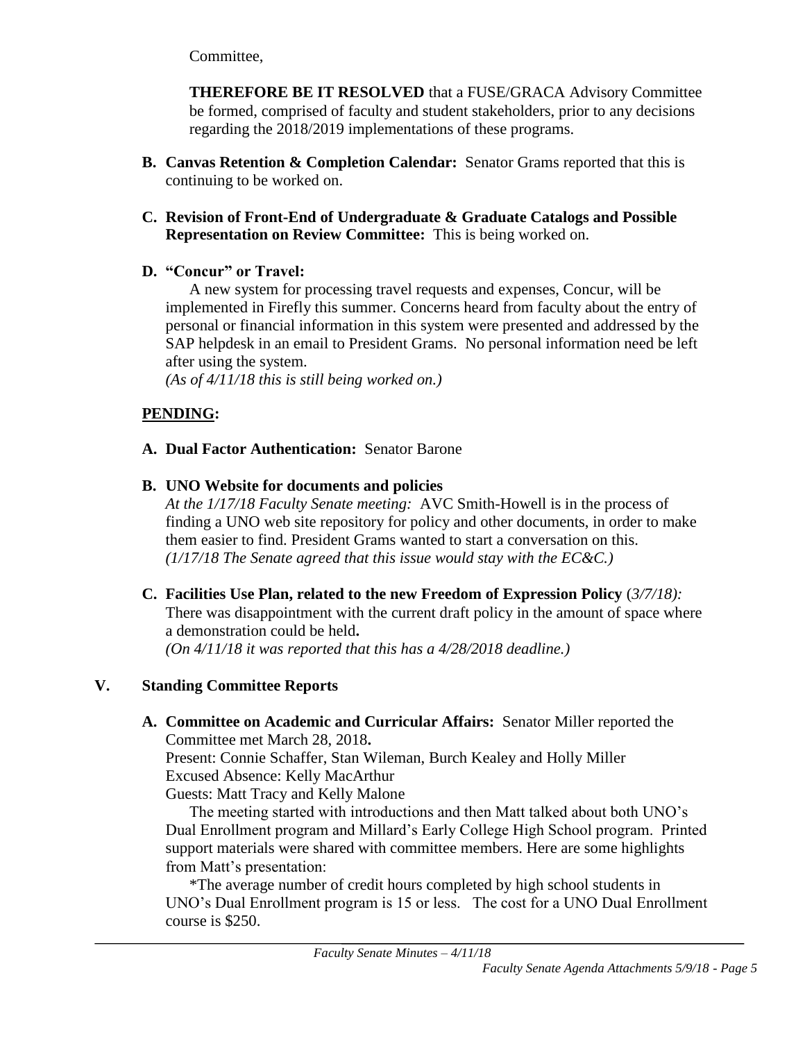Committee,

**THEREFORE BE IT RESOLVED** that a FUSE/GRACA Advisory Committee be formed, comprised of faculty and student stakeholders, prior to any decisions regarding the 2018/2019 implementations of these programs.

**B. Canvas Retention & Completion Calendar:** Senator Grams reported that this is continuing to be worked on.

**C. Revision of Front-End of Undergraduate & Graduate Catalogs and Possible Representation on Review Committee:** This is being worked on.

**D. "Concur" or Travel:**

A new system for processing travel requests and expenses, Concur, will be implemented in Firefly this summer. Concerns heard from faculty about the entry of personal or financial information in this system were presented and addressed by the SAP helpdesk in an email to President Grams. No personal information need be left after using the system.

*(As of 4/11/18 this is still being worked on.)*

**PENDING:**

**A. Dual Factor Authentication:** Senator Barone

**B. UNO Website for documents and policies**

*At the 1/17/18 Faculty Senate meeting:* AVC Smith-Howell is in the process of finding a UNO web site repository for policy and other documents, in order to make them easier to find. President Grams wanted to start a conversation on this. *(1/17/18 The Senate agreed that this issue would stay with the EC&C.)*

**C. Facilities Use Plan, related to the new Freedom of Expression Policy** (*3/7/18):* There was disappointment with the current draft policy in the amount of space where a demonstration could be held**.**
*(On 4/11/18 it was reported that this has a 4/28/2018 deadline.)*

## V. Standing Committee Reports

**A. Committee on Academic and Curricular Affairs:** Senator Miller reported the Committee met March 28, 2018**.**
Present: Connie Schaffer, Stan Wileman, Burch Kealey and Holly Miller
Excused Absence: Kelly MacArthur
Guests: Matt Tracy and Kelly Malone

The meeting started with introductions and then Matt talked about both UNO's Dual Enrollment program and Millard's Early College High School program. Printed support materials were shared with committee members. Here are some highlights from Matt's presentation:

*The average number of credit hours completed by high school students in UNO's Dual Enrollment program is 15 or less. The cost for a UNO Dual Enrollment course is $250.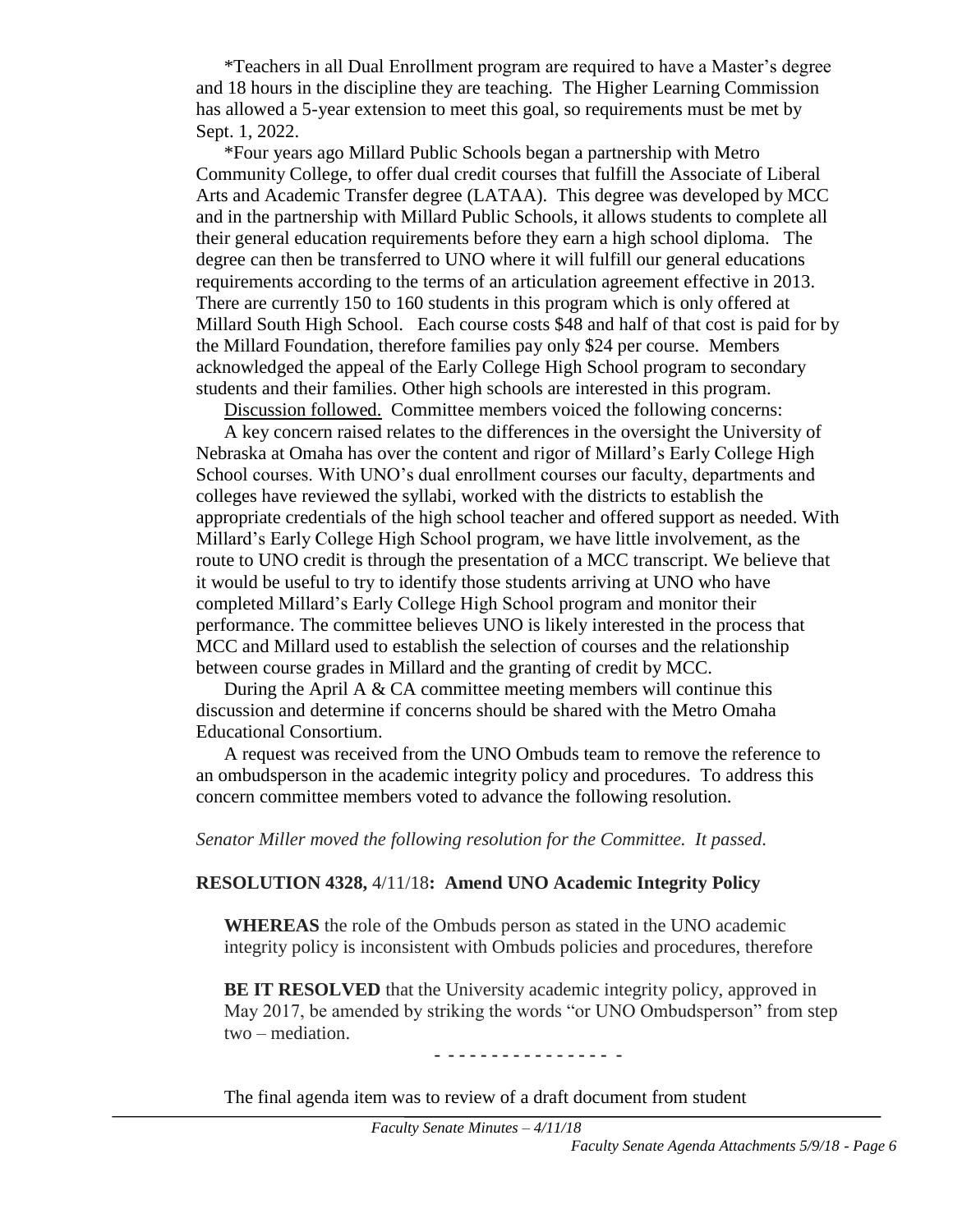*Teachers in all Dual Enrollment program are required to have a Master's degree and 18 hours in the discipline they are teaching. The Higher Learning Commission has allowed a 5-year extension to meet this goal, so requirements must be met by Sept. 1, 2022.

*Four years ago Millard Public Schools began a partnership with Metro Community College, to offer dual credit courses that fulfill the Associate of Liberal Arts and Academic Transfer degree (LATAA). This degree was developed by MCC and in the partnership with Millard Public Schools, it allows students to complete all their general education requirements before they earn a high school diploma. The degree can then be transferred to UNO where it will fulfill our general educations requirements according to the terms of an articulation agreement effective in 2013. There are currently 150 to 160 students in this program which is only offered at Millard South High School. Each course costs $48 and half of that cost is paid for by the Millard Foundation, therefore families pay only $24 per course. Members acknowledged the appeal of the Early College High School program to secondary students and their families. Other high schools are interested in this program.

Discussion followed. Committee members voiced the following concerns:

A key concern raised relates to the differences in the oversight the University of Nebraska at Omaha has over the content and rigor of Millard's Early College High School courses. With UNO's dual enrollment courses our faculty, departments and colleges have reviewed the syllabi, worked with the districts to establish the appropriate credentials of the high school teacher and offered support as needed. With Millard's Early College High School program, we have little involvement, as the route to UNO credit is through the presentation of a MCC transcript. We believe that it would be useful to try to identify those students arriving at UNO who have completed Millard's Early College High School program and monitor their performance. The committee believes UNO is likely interested in the process that MCC and Millard used to establish the selection of courses and the relationship between course grades in Millard and the granting of credit by MCC.

During the April A & CA committee meeting members will continue this discussion and determine if concerns should be shared with the Metro Omaha Educational Consortium.

A request was received from the UNO Ombuds team to remove the reference to an ombudsperson in the academic integrity policy and procedures. To address this concern committee members voted to advance the following resolution.

*Senator Miller moved the following resolution for the Committee. It passed.*

**RESOLUTION 4328,** 4/11/18**: Amend UNO Academic Integrity Policy**

**WHEREAS** the role of the Ombuds person as stated in the UNO academic integrity policy is inconsistent with Ombuds policies and procedures, therefore

**BE IT RESOLVED** that the University academic integrity policy, approved in May 2017, be amended by striking the words "or UNO Ombudsperson" from step two – mediation.

\- - - - - - - - - - - - - - - -

The final agenda item was to review of a draft document from student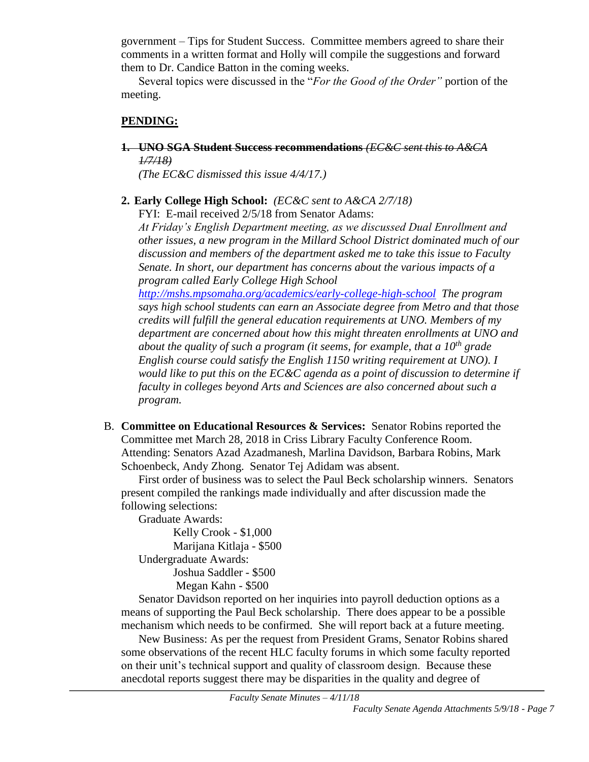government – Tips for Student Success. Committee members agreed to share their comments in a written format and Holly will compile the suggestions and forward them to Dr. Candice Batton in the coming weeks.

Several topics were discussed in the "*For the Good of the Order"* portion of the meeting.

## **PENDING:**

1. ~~**UNO SGA Student Success recommendations** *(EC&C sent this to A&CA 1/7/18)*~~
   *(The EC&C dismissed this issue 4/4/17.)*

2. **Early College High School:** *(EC&C sent to A&CA 2/7/18)*
   FYI: E-mail received 2/5/18 from Senator Adams:
   *At Friday's English Department meeting, as we discussed Dual Enrollment and other issues, a new program in the Millard School District dominated much of our discussion and members of the department asked me to take this issue to Faculty Senate. In short, our department has concerns about the various impacts of a program called Early College High School http://mshs.mpsomaha.org/academics/early-college-high-school The program says high school students can earn an Associate degree from Metro and that those credits will fulfill the general education requirements at UNO. Members of my department are concerned about how this might threaten enrollments at UNO and about the quality of such a program (it seems, for example, that a 10th grade English course could satisfy the English 1150 writing requirement at UNO). I would like to put this on the EC&C agenda as a point of discussion to determine if faculty in colleges beyond Arts and Sciences are also concerned about such a program.*

B. **Committee on Educational Resources & Services:** Senator Robins reported the Committee met March 28, 2018 in Criss Library Faculty Conference Room. Attending: Senators Azad Azadmanesh, Marlina Davidson, Barbara Robins, Mark Schoenbeck, Andy Zhong. Senator Tej Adidam was absent.

First order of business was to select the Paul Beck scholarship winners. Senators present compiled the rankings made individually and after discussion made the following selections:

Graduate Awards:
- Kelly Crook - $1,000
- Marijana Kitlaja - $500

Undergraduate Awards:
- Joshua Saddler - $500
- Megan Kahn - $500

Senator Davidson reported on her inquiries into payroll deduction options as a means of supporting the Paul Beck scholarship. There does appear to be a possible mechanism which needs to be confirmed. She will report back at a future meeting.

New Business: As per the request from President Grams, Senator Robins shared some observations of the recent HLC faculty forums in which some faculty reported on their unit's technical support and quality of classroom design. Because these anecdotal reports suggest there may be disparities in the quality and degree of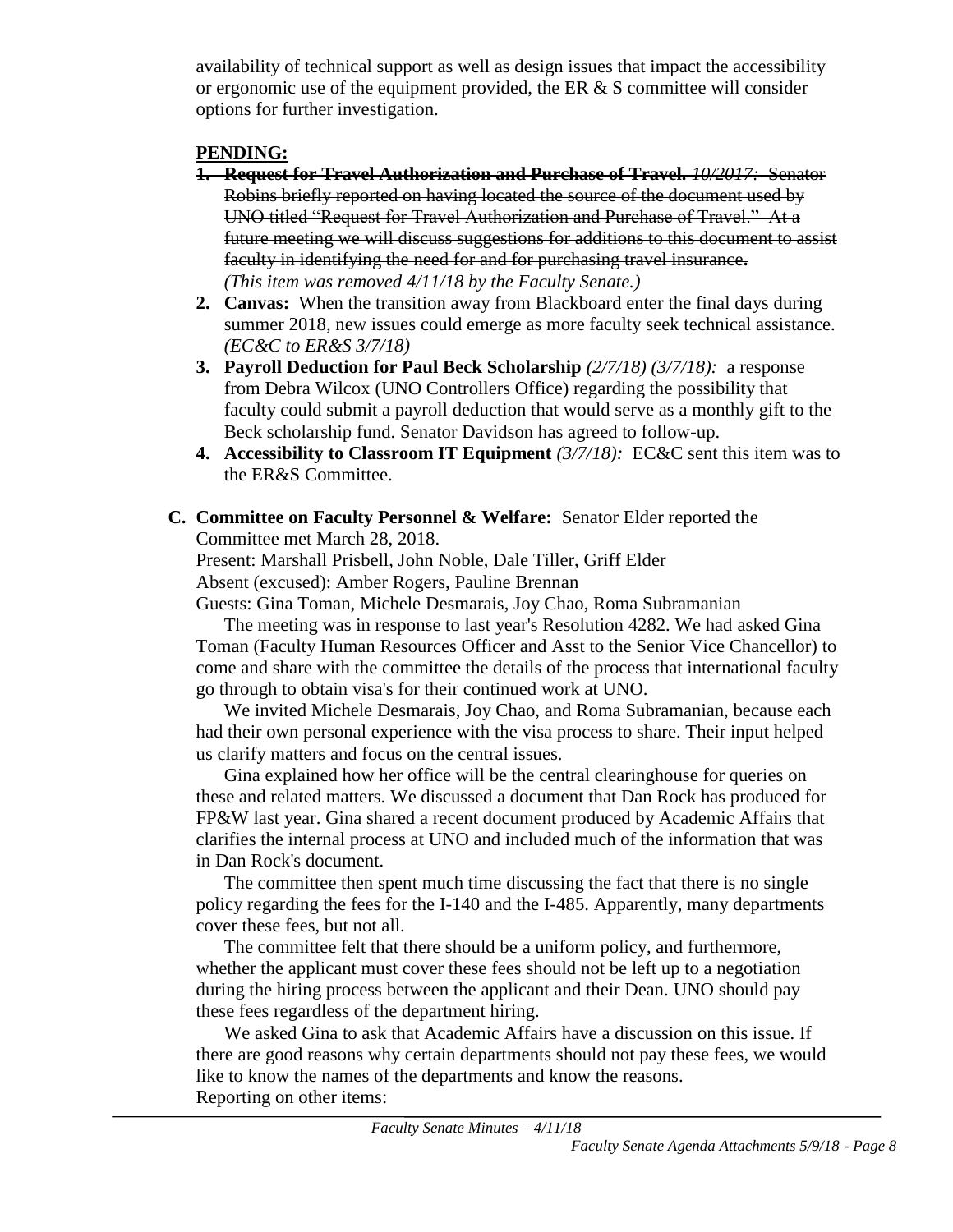availability of technical support as well as design issues that impact the accessibility or ergonomic use of the equipment provided, the ER & S committee will consider options for further investigation.

**PENDING:**

1. ~~**Request for Travel Authorization and Purchase of Travel.** *10/2017:* Senator Robins briefly reported on having located the source of the document used by UNO titled "Request for Travel Authorization and Purchase of Travel." At a future meeting we will discuss suggestions for additions to this document to assist faculty in identifying the need for and for purchasing travel insurance.~~ *(This item was removed 4/11/18 by the Faculty Senate.)*
2. **Canvas:** When the transition away from Blackboard enter the final days during summer 2018, new issues could emerge as more faculty seek technical assistance. *(EC&C to ER&S 3/7/18)*
3. **Payroll Deduction for Paul Beck Scholarship** *(2/7/18) (3/7/18):* a response from Debra Wilcox (UNO Controllers Office) regarding the possibility that faculty could submit a payroll deduction that would serve as a monthly gift to the Beck scholarship fund. Senator Davidson has agreed to follow-up.
4. **Accessibility to Classroom IT Equipment** *(3/7/18):* EC&C sent this item was to the ER&S Committee.

**C. Committee on Faculty Personnel & Welfare:** Senator Elder reported the Committee met March 28, 2018.

Present: Marshall Prisbell, John Noble, Dale Tiller, Griff Elder
Absent (excused): Amber Rogers, Pauline Brennan
Guests: Gina Toman, Michele Desmarais, Joy Chao, Roma Subramanian

The meeting was in response to last year's Resolution 4282. We had asked Gina Toman (Faculty Human Resources Officer and Asst to the Senior Vice Chancellor) to come and share with the committee the details of the process that international faculty go through to obtain visa's for their continued work at UNO.

We invited Michele Desmarais, Joy Chao, and Roma Subramanian, because each had their own personal experience with the visa process to share. Their input helped us clarify matters and focus on the central issues.

Gina explained how her office will be the central clearinghouse for queries on these and related matters. We discussed a document that Dan Rock has produced for FP&W last year. Gina shared a recent document produced by Academic Affairs that clarifies the internal process at UNO and included much of the information that was in Dan Rock's document.

The committee then spent much time discussing the fact that there is no single policy regarding the fees for the I-140 and the I-485. Apparently, many departments cover these fees, but not all.

The committee felt that there should be a uniform policy, and furthermore, whether the applicant must cover these fees should not be left up to a negotiation during the hiring process between the applicant and their Dean. UNO should pay these fees regardless of the department hiring.

We asked Gina to ask that Academic Affairs have a discussion on this issue. If there are good reasons why certain departments should not pay these fees, we would like to know the names of the departments and know the reasons.

<u>Reporting on other items:</u>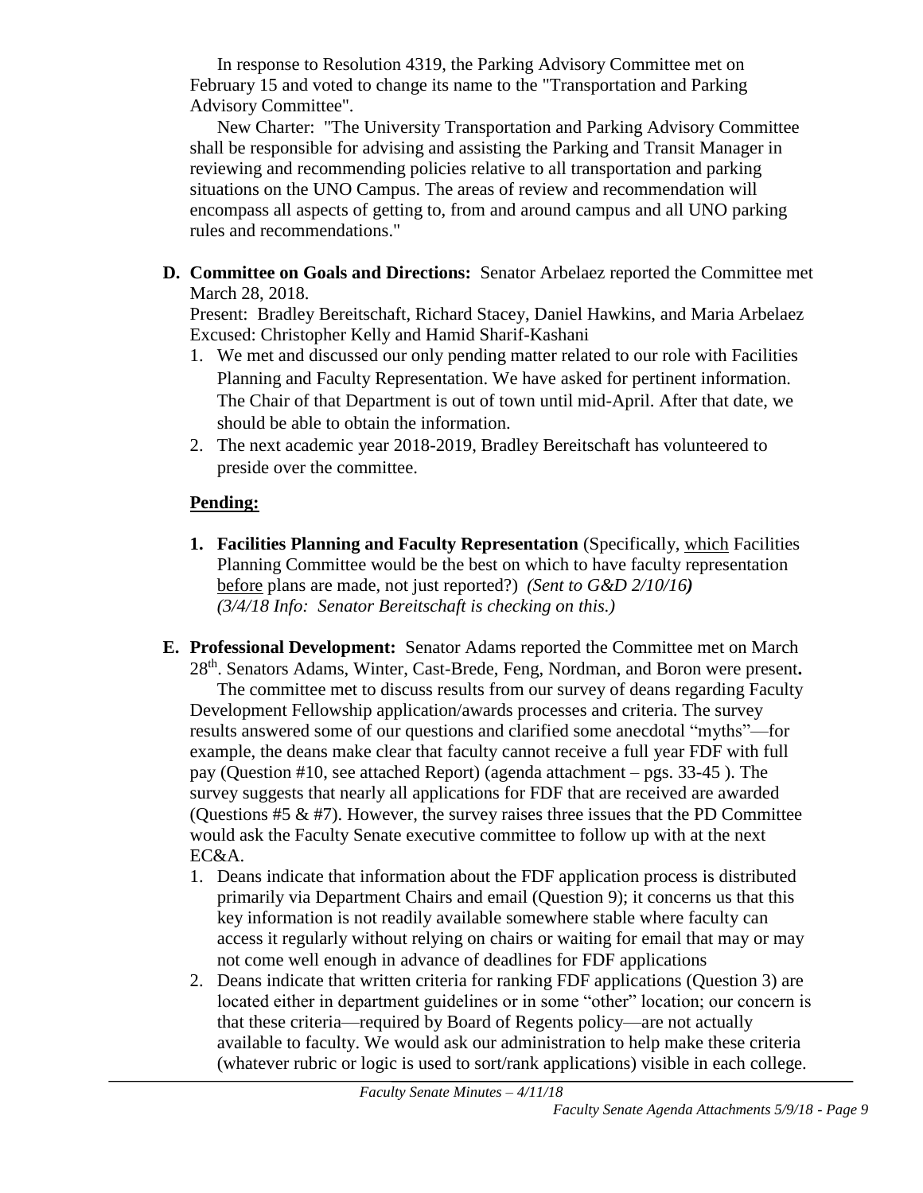In response to Resolution 4319, the Parking Advisory Committee met on February 15 and voted to change its name to the "Transportation and Parking Advisory Committee".

New Charter: "The University Transportation and Parking Advisory Committee shall be responsible for advising and assisting the Parking and Transit Manager in reviewing and recommending policies relative to all transportation and parking situations on the UNO Campus. The areas of review and recommendation will encompass all aspects of getting to, from and around campus and all UNO parking rules and recommendations."

**D. Committee on Goals and Directions:** Senator Arbelaez reported the Committee met March 28, 2018.

Present: Bradley Bereitschaft, Richard Stacey, Daniel Hawkins, and Maria Arbelaez
Excused: Christopher Kelly and Hamid Sharif-Kashani

1. We met and discussed our only pending matter related to our role with Facilities Planning and Faculty Representation. We have asked for pertinent information. The Chair of that Department is out of town until mid-April. After that date, we should be able to obtain the information.
2. The next academic year 2018-2019, Bradley Bereitschaft has volunteered to preside over the committee.

**Pending:**

1. **Facilities Planning and Faculty Representation** (Specifically, which Facilities Planning Committee would be the best on which to have faculty representation before plans are made, not just reported?) *(Sent to G&D 2/10/16) (3/4/18 Info: Senator Bereitschaft is checking on this.)*

**E. Professional Development:** Senator Adams reported the Committee met on March 28th. Senators Adams, Winter, Cast-Brede, Feng, Nordman, and Boron were present**.**

The committee met to discuss results from our survey of deans regarding Faculty Development Fellowship application/awards processes and criteria. The survey results answered some of our questions and clarified some anecdotal "myths"—for example, the deans make clear that faculty cannot receive a full year FDF with full pay (Question #10, see attached Report) (agenda attachment – pgs. 33-45 ). The survey suggests that nearly all applications for FDF that are received are awarded (Questions #5 & #7). However, the survey raises three issues that the PD Committee would ask the Faculty Senate executive committee to follow up with at the next EC&A.

1. Deans indicate that information about the FDF application process is distributed primarily via Department Chairs and email (Question 9); it concerns us that this key information is not readily available somewhere stable where faculty can access it regularly without relying on chairs or waiting for email that may or may not come well enough in advance of deadlines for FDF applications
2. Deans indicate that written criteria for ranking FDF applications (Question 3) are located either in department guidelines or in some "other" location; our concern is that these criteria—required by Board of Regents policy—are not actually available to faculty. We would ask our administration to help make these criteria (whatever rubric or logic is used to sort/rank applications) visible in each college.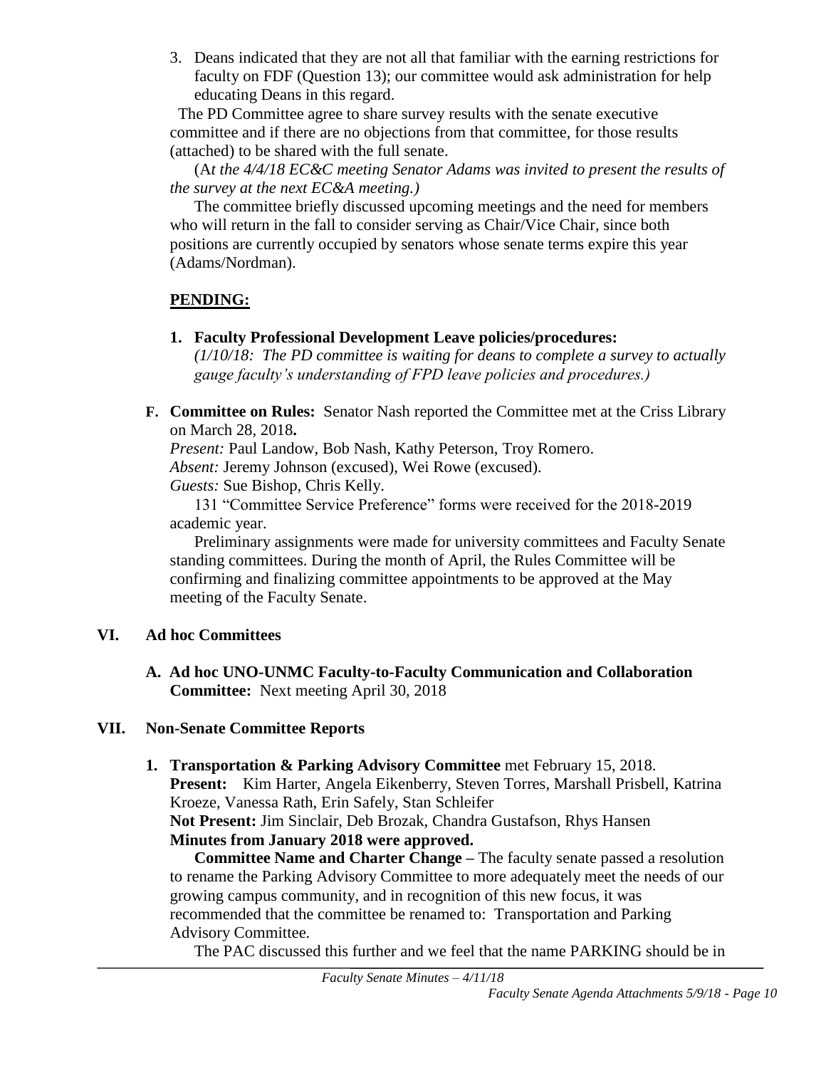3. Deans indicated that they are not all that familiar with the earning restrictions for faculty on FDF (Question 13); our committee would ask administration for help educating Deans in this regard.

The PD Committee agree to share survey results with the senate executive committee and if there are no objections from that committee, for those results (attached) to be shared with the full senate.

(A*t the 4/4/18 EC&C meeting Senator Adams was invited to present the results of the survey at the next EC&A meeting.)*

The committee briefly discussed upcoming meetings and the need for members who will return in the fall to consider serving as Chair/Vice Chair, since both positions are currently occupied by senators whose senate terms expire this year (Adams/Nordman).

**PENDING:**

1. **Faculty Professional Development Leave policies/procedures:** *(1/10/18: The PD committee is waiting for deans to complete a survey to actually gauge faculty's understanding of FPD leave policies and procedures.)*

**F. Committee on Rules:** Senator Nash reported the Committee met at the Criss Library on March 28, 2018**.**

*Present:* Paul Landow, Bob Nash, Kathy Peterson, Troy Romero.
*Absent:* Jeremy Johnson (excused), Wei Rowe (excused).
*Guests:* Sue Bishop, Chris Kelly.

131 "Committee Service Preference" forms were received for the 2018-2019 academic year.

Preliminary assignments were made for university committees and Faculty Senate standing committees. During the month of April, the Rules Committee will be confirming and finalizing committee appointments to be approved at the May meeting of the Faculty Senate.

## VI. Ad hoc Committees

**A. Ad hoc UNO-UNMC Faculty-to-Faculty Communication and Collaboration Committee:** Next meeting April 30, 2018

## VII. Non-Senate Committee Reports

1. **Transportation & Parking Advisory Committee** met February 15, 2018.
   **Present:** Kim Harter, Angela Eikenberry, Steven Torres, Marshall Prisbell, Katrina Kroeze, Vanessa Rath, Erin Safely, Stan Schleifer
   **Not Present:** Jim Sinclair, Deb Brozak, Chandra Gustafson, Rhys Hansen
   **Minutes from January 2018 were approved.**

   **Committee Name and Charter Change –** The faculty senate passed a resolution to rename the Parking Advisory Committee to more adequately meet the needs of our growing campus community, and in recognition of this new focus, it was recommended that the committee be renamed to: Transportation and Parking Advisory Committee.

   The PAC discussed this further and we feel that the name PARKING should be in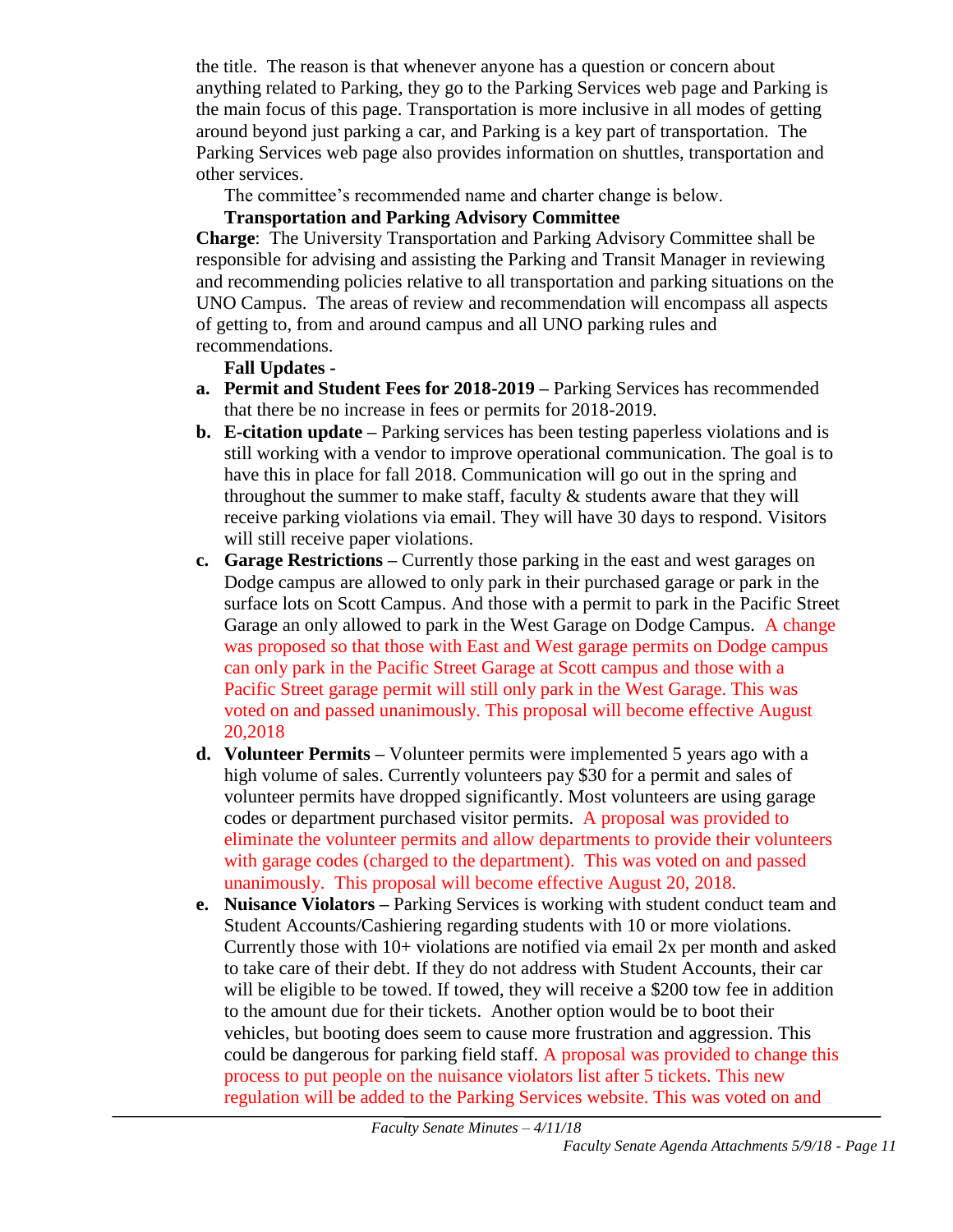the title. The reason is that whenever anyone has a question or concern about anything related to Parking, they go to the Parking Services web page and Parking is the main focus of this page. Transportation is more inclusive in all modes of getting around beyond just parking a car, and Parking is a key part of transportation. The Parking Services web page also provides information on shuttles, transportation and other services.

The committee's recommended name and charter change is below.

**Transportation and Parking Advisory Committee**

**Charge**: The University Transportation and Parking Advisory Committee shall be responsible for advising and assisting the Parking and Transit Manager in reviewing and recommending policies relative to all transportation and parking situations on the UNO Campus. The areas of review and recommendation will encompass all aspects of getting to, from and around campus and all UNO parking rules and recommendations.

**Fall Updates -**

a. **Permit and Student Fees for 2018-2019 –** Parking Services has recommended that there be no increase in fees or permits for 2018-2019.

b. **E-citation update –** Parking services has been testing paperless violations and is still working with a vendor to improve operational communication. The goal is to have this in place for fall 2018. Communication will go out in the spring and throughout the summer to make staff, faculty & students aware that they will receive parking violations via email. They will have 30 days to respond. Visitors will still receive paper violations.

c. **Garage Restrictions –** Currently those parking in the east and west garages on Dodge campus are allowed to only park in their purchased garage or park in the surface lots on Scott Campus. And those with a permit to park in the Pacific Street Garage an only allowed to park in the West Garage on Dodge Campus. A change was proposed so that those with East and West garage permits on Dodge campus can only park in the Pacific Street Garage at Scott campus and those with a Pacific Street garage permit will still only park in the West Garage. This was voted on and passed unanimously. This proposal will become effective August 20,2018

d. **Volunteer Permits –** Volunteer permits were implemented 5 years ago with a high volume of sales. Currently volunteers pay $30 for a permit and sales of volunteer permits have dropped significantly. Most volunteers are using garage codes or department purchased visitor permits. A proposal was provided to eliminate the volunteer permits and allow departments to provide their volunteers with garage codes (charged to the department). This was voted on and passed unanimously. This proposal will become effective August 20, 2018.

e. **Nuisance Violators –** Parking Services is working with student conduct team and Student Accounts/Cashiering regarding students with 10 or more violations. Currently those with 10+ violations are notified via email 2x per month and asked to take care of their debt. If they do not address with Student Accounts, their car will be eligible to be towed. If towed, they will receive a $200 tow fee in addition to the amount due for their tickets. Another option would be to boot their vehicles, but booting does seem to cause more frustration and aggression. This could be dangerous for parking field staff. A proposal was provided to change this process to put people on the nuisance violators list after 5 tickets. This new regulation will be added to the Parking Services website. This was voted on and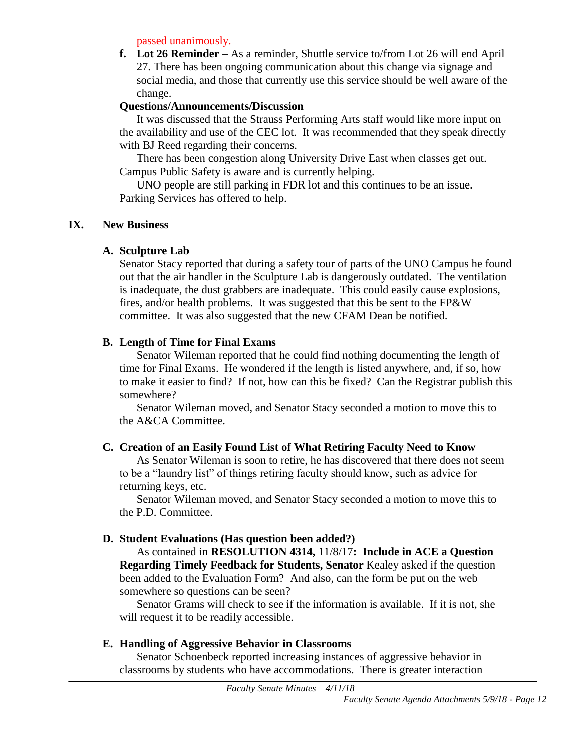passed unanimously.

**f. Lot 26 Reminder –** As a reminder, Shuttle service to/from Lot 26 will end April 27. There has been ongoing communication about this change via signage and social media, and those that currently use this service should be well aware of the change.

**Questions/Announcements/Discussion**

It was discussed that the Strauss Performing Arts staff would like more input on the availability and use of the CEC lot. It was recommended that they speak directly with BJ Reed regarding their concerns.

There has been congestion along University Drive East when classes get out. Campus Public Safety is aware and is currently helping.

UNO people are still parking in FDR lot and this continues to be an issue. Parking Services has offered to help.

## IX. New Business

### A. Sculpture Lab

Senator Stacy reported that during a safety tour of parts of the UNO Campus he found out that the air handler in the Sculpture Lab is dangerously outdated. The ventilation is inadequate, the dust grabbers are inadequate. This could easily cause explosions, fires, and/or health problems. It was suggested that this be sent to the FP&W committee. It was also suggested that the new CFAM Dean be notified.

### B. Length of Time for Final Exams

Senator Wileman reported that he could find nothing documenting the length of time for Final Exams. He wondered if the length is listed anywhere, and, if so, how to make it easier to find? If not, how can this be fixed? Can the Registrar publish this somewhere?

Senator Wileman moved, and Senator Stacy seconded a motion to move this to the A&CA Committee.

### C. Creation of an Easily Found List of What Retiring Faculty Need to Know

As Senator Wileman is soon to retire, he has discovered that there does not seem to be a "laundry list" of things retiring faculty should know, such as advice for returning keys, etc.

Senator Wileman moved, and Senator Stacy seconded a motion to move this to the P.D. Committee.

### D. Student Evaluations (Has question been added?)

As contained in **RESOLUTION 4314,** 11/8/17**: Include in ACE a Question Regarding Timely Feedback for Students, Senator** Kealey asked if the question been added to the Evaluation Form? And also, can the form be put on the web somewhere so questions can be seen?

Senator Grams will check to see if the information is available. If it is not, she will request it to be readily accessible.

### E. Handling of Aggressive Behavior in Classrooms

Senator Schoenbeck reported increasing instances of aggressive behavior in classrooms by students who have accommodations. There is greater interaction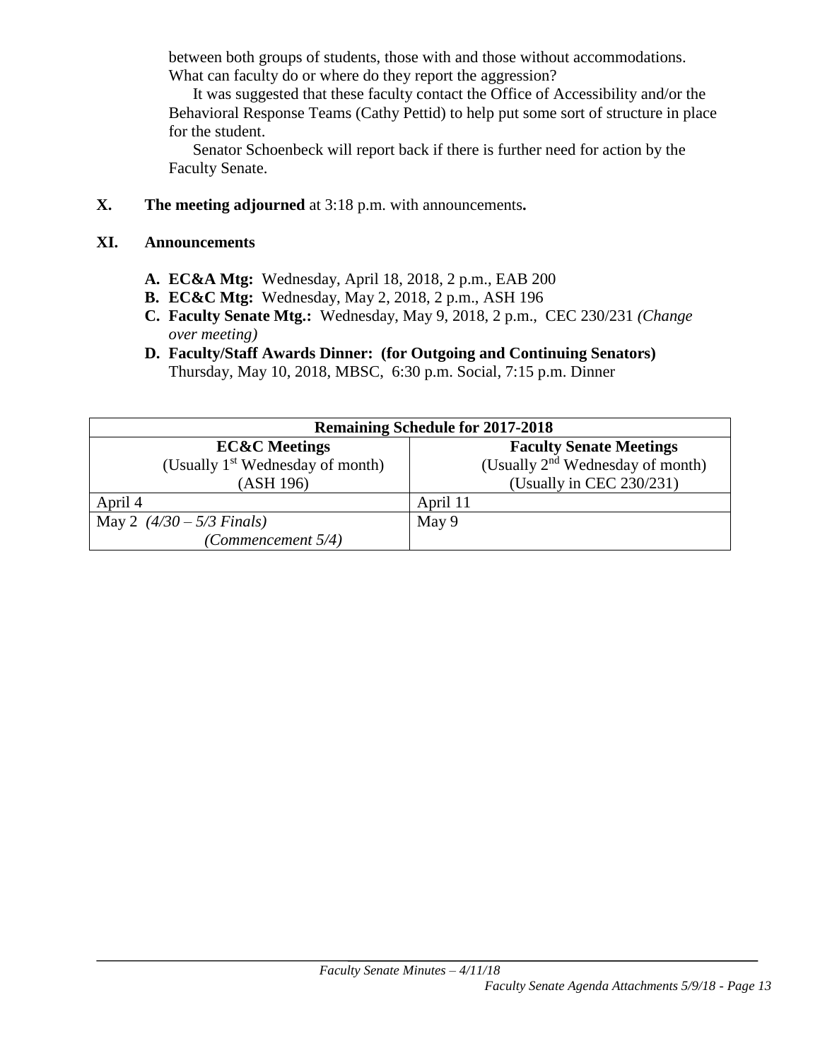between both groups of students, those with and those without accommodations. What can faculty do or where do they report the aggression?

It was suggested that these faculty contact the Office of Accessibility and/or the Behavioral Response Teams (Cathy Pettid) to help put some sort of structure in place for the student.

Senator Schoenbeck will report back if there is further need for action by the Faculty Senate.

**X. The meeting adjourned** at 3:18 p.m. with announcements**.**

**XI. Announcements**

- **A. EC&A Mtg:** Wednesday, April 18, 2018, 2 p.m., EAB 200
- **B. EC&C Mtg:** Wednesday, May 2, 2018, 2 p.m., ASH 196
- **C. Faculty Senate Mtg.:** Wednesday, May 9, 2018, 2 p.m., CEC 230/231 *(Change over meeting)*
- **D. Faculty/Staff Awards Dinner: (for Outgoing and Continuing Senators)** Thursday, May 10, 2018, MBSC, 6:30 p.m. Social, 7:15 p.m. Dinner

| **Remaining Schedule for 2017-2018** | |
|---|---|
| **EC&C Meetings** (Usually 1st Wednesday of month) (ASH 196) | **Faculty Senate Meetings** (Usually 2nd Wednesday of month) (Usually in CEC 230/231) |
| April 4 | April 11 |
| May 2 *(4/30 – 5/3 Finals)* *(Commencement 5/4)* | May 9 |